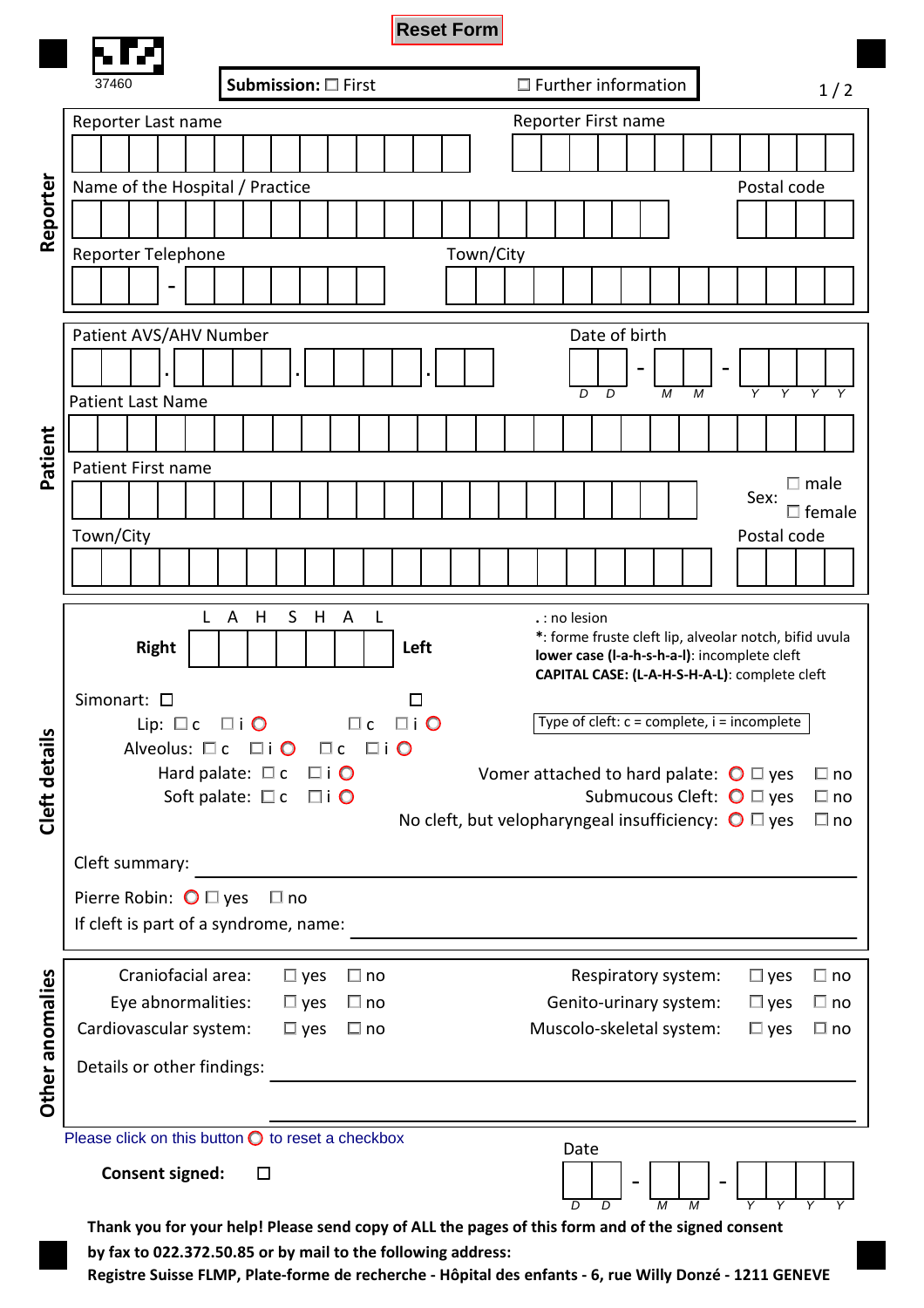Reset Form

37460

**Submission:** ☐ First ☐ Further information

## Reporter

Reporter Last name

Reporter First name

Name of the Hospital / Practice

Postal code

Reporter Telephone

Town/City

## Patient

Patient AVS/AHV Number

Date of birth (D D - M M - Y Y Y Y)

Patient Last Name

Patient First name

Sex: ☐ male ☐ female

Town/City

Postal code

## Cleft details

| | L | A | H | S | H | A | L | |
|---|---|---|---|---|---|---|---|---|
| **Right** | | | | | | | | **Left** |

**.** : no lesion
*: forme fruste cleft lip, alveolar notch, bifid uvula
**lower case (l-a-h-s-h-a-l)**: incomplete cleft
**CAPITAL CASE: (L-A-H-S-H-A-L)**: complete cleft

Simonart: ☐ ☐

Lip: ☐ c ☐ i ☐ c ☐ i

Alveolus: ☐ c ☐ i ☐ c ☐ i

Hard palate: ☐ c ☐ i

Soft palate: ☐ c ☐ i

Type of cleft: c = complete, i = incomplete

Vomer attached to hard palate: ☐ yes ☐ no

Submucous Cleft: ☐ yes ☐ no

No cleft, but velopharyngeal insufficiency: ☐ yes ☐ no

Cleft summary: ______

Pierre Robin: ☐ yes ☐ no

If cleft is part of a syndrome, name: ______

## Other anomalies

Craniofacial area: ☐ yes ☐ no

Eye abnormalities: ☐ yes ☐ no

Cardiovascular system: ☐ yes ☐ no

Respiratory system: ☐ yes ☐ no

Genito-urinary system: ☐ yes ☐ no

Muscolo-skeletal system: ☐ yes ☐ no

Details or other findings: ______

Please click on this button to reset a checkbox

**Consent signed:** ☐

Date (D D - M M - Y Y Y Y)

**Thank you for your help! Please send copy of ALL the pages of this form and of the signed consent by fax to 022.372.50.85 or by mail to the following address:**
**Registre Suisse FLMP, Plate-forme de recherche - Hôpital des enfants - 6, rue Willy Donzé - 1211 GENEVE**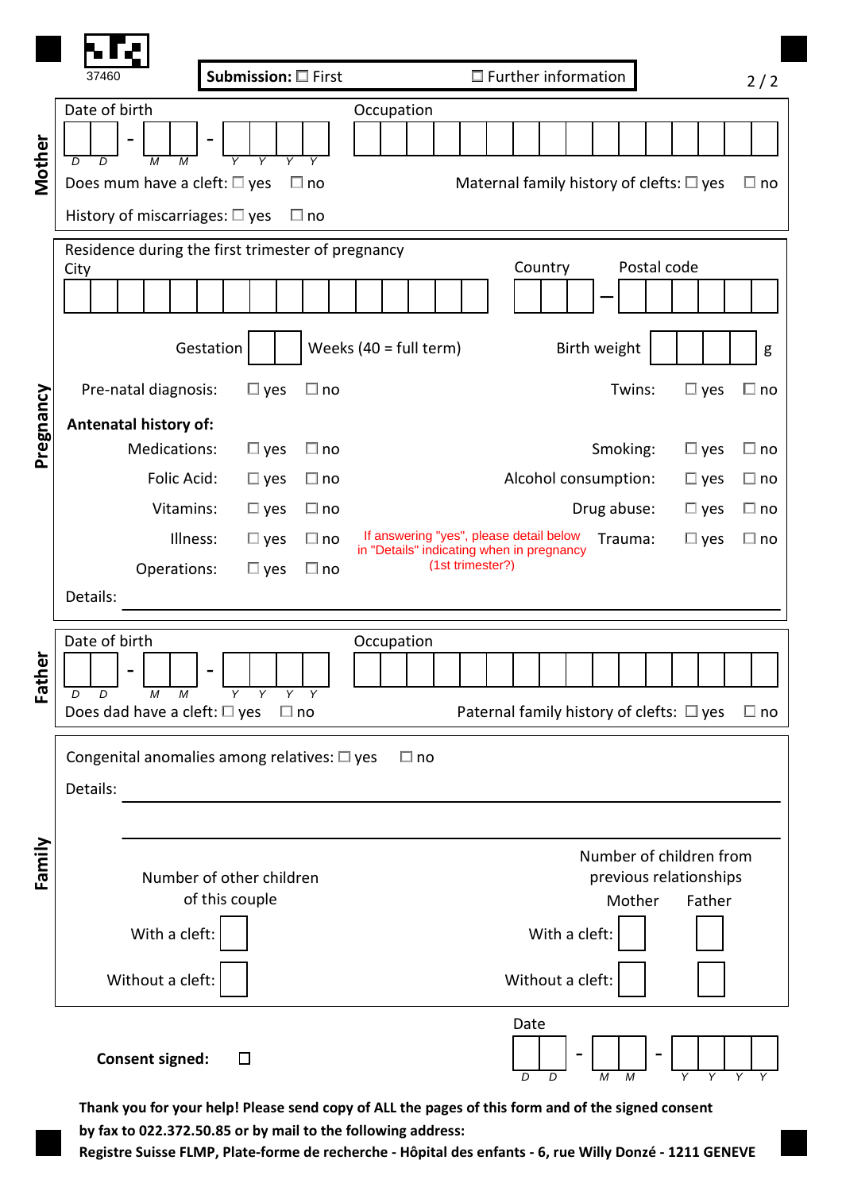37460

**Submission:** ☐ First ☐ Further information

## Mother

Date of birth: __ __ - __ __ - __ __ __ __ (D D - M M - Y Y Y Y)

Occupation: ____________________

Does mum have a cleft: ☐ yes ☐ no

Maternal family history of clefts: ☐ yes ☐ no

History of miscarriages: ☐ yes ☐ no

## Pregnancy

Residence during the first trimester of pregnancy

City: ____________________ Country: ______ Postal code: ______

Gestation: ____ Weeks (40 = full term)

Birth weight: ______ g

Pre-natal diagnosis: ☐ yes ☐ no

Twins: ☐ yes ☐ no

**Antenatal history of:**

| | | | |
|---|---|---|---|
| Medications: | ☐ yes ☐ no | Smoking: | ☐ yes ☐ no |
| Folic Acid: | ☐ yes ☐ no | Alcohol consumption: | ☐ yes ☐ no |
| Vitamins: | ☐ yes ☐ no | Drug abuse: | ☐ yes ☐ no |
| Illness: | ☐ yes ☐ no | Trauma: | ☐ yes ☐ no |
| Operations: | ☐ yes ☐ no | | |

If answering "yes", please detail below in "Details" indicating when in pregnancy (1st trimester?)

Details: ____________________

## Father

Date of birth: __ __ - __ __ - __ __ __ __ (D D - M M - Y Y Y Y)

Occupation: ____________________

Does dad have a cleft: ☐ yes ☐ no

Paternal family history of clefts: ☐ yes ☐ no

## Family

Congenital anomalies among relatives: ☐ yes ☐ no

Details: ____________________

____________________

Number of other children of this couple

With a cleft: ____

Without a cleft: ____

Number of children from previous relationships

| | Mother | Father |
|---|---|---|
| With a cleft: | | |
| Without a cleft: | | |

**Consent signed:** ☐

Date: __ __ - __ __ - __ __ __ __ (D D - M M - Y Y Y Y)

**Thank you for your help! Please send copy of ALL the pages of this form and of the signed consent by fax to 022.372.50.85 or by mail to the following address:**

**Registre Suisse FLMP, Plate-forme de recherche - Hôpital des enfants - 6, rue Willy Donzé - 1211 GENEVE**